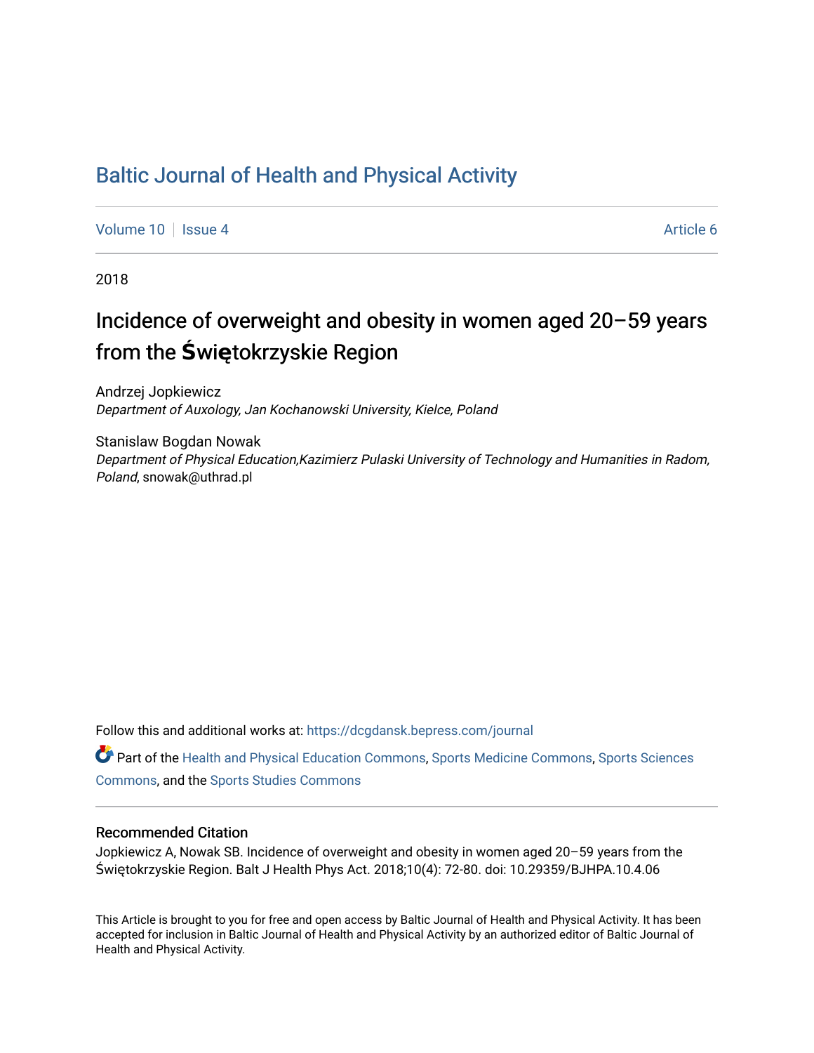# Baltic Journal of Health and Physical Activity

Volume 10 | Issue 4 | Article 6

2018

## Incidence of overweight and obesity in women aged 20–59 years from the Świętokrzyskie Region

Andrzej Jopkiewicz
*Department of Auxology, Jan Kochanowski University, Kielce, Poland*

Stanislaw Bogdan Nowak
*Department of Physical Education,Kazimierz Pulaski University of Technology and Humanities in Radom, Poland*, snowak@uthrad.pl

Follow this and additional works at: https://dcgdansk.bepress.com/journal

Part of the Health and Physical Education Commons, Sports Medicine Commons, Sports Sciences Commons, and the Sports Studies Commons

### Recommended Citation

Jopkiewicz A, Nowak SB. Incidence of overweight and obesity in women aged 20–59 years from the Świętokrzyskie Region. Balt J Health Phys Act. 2018;10(4): 72-80. doi: 10.29359/BJHPA.10.4.06

This Article is brought to you for free and open access by Baltic Journal of Health and Physical Activity. It has been accepted for inclusion in Baltic Journal of Health and Physical Activity by an authorized editor of Baltic Journal of Health and Physical Activity.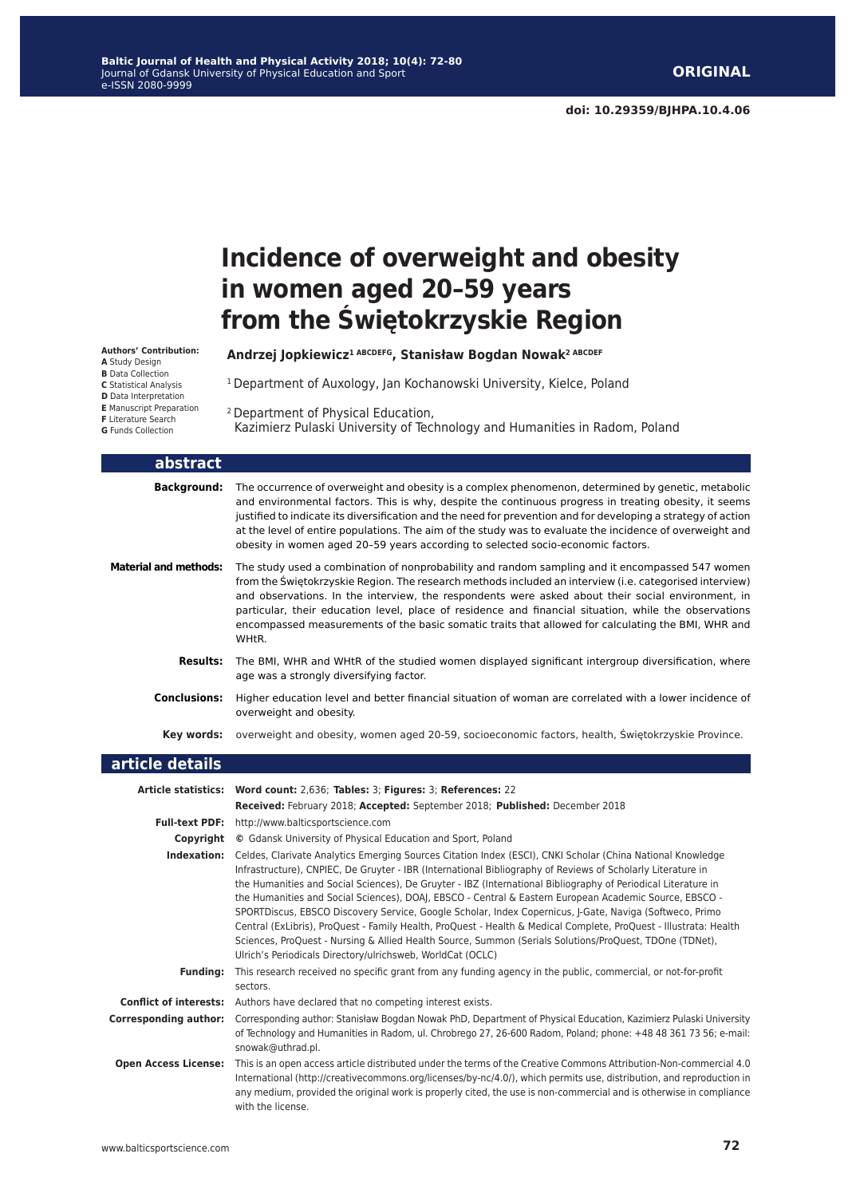**ORIGINAL**

doi: 10.29359/BJHPA.10.4.06

# Incidence of overweight and obesity in women aged 20–59 years from the Świętokrzyskie Region

**Authors' Contribution:**
**A** Study Design
**B** Data Collection
**C** Statistical Analysis
**D** Data Interpretation
**E** Manuscript Preparation
**F** Literature Search
**G** Funds Collection

**Andrzej Jopkiewicz[1 ABCDEFG], Stanisław Bogdan Nowak[2 ABCDEF]**

[1] Department of Auxology, Jan Kochanowski University, Kielce, Poland

[2] Department of Physical Education, Kazimierz Pulaski University of Technology and Humanities in Radom, Poland

## abstract

**Background:** The occurrence of overweight and obesity is a complex phenomenon, determined by genetic, metabolic and environmental factors. This is why, despite the continuous progress in treating obesity, it seems justified to indicate its diversification and the need for prevention and for developing a strategy of action at the level of entire populations. The aim of the study was to evaluate the incidence of overweight and obesity in women aged 20–59 years according to selected socio-economic factors.

**Material and methods:** The study used a combination of nonprobability and random sampling and it encompassed 547 women from the Świętokrzyskie Region. The research methods included an interview (i.e. categorised interview) and observations. In the interview, the respondents were asked about their social environment, in particular, their education level, place of residence and financial situation, while the observations encompassed measurements of the basic somatic traits that allowed for calculating the BMI, WHR and WHtR.

**Results:** The BMI, WHR and WHtR of the studied women displayed significant intergroup diversification, where age was a strongly diversifying factor.

**Conclusions:** Higher education level and better financial situation of woman are correlated with a lower incidence of overweight and obesity.

**Key words:** overweight and obesity, women aged 20-59, socioeconomic factors, health, Świętokrzyskie Province.

## article details

**Article statistics:** **Word count:** 2,636; **Tables:** 3; **Figures:** 3; **References:** 22
**Received:** February 2018; **Accepted:** September 2018; **Published:** December 2018

**Full-text PDF:** http://www.balticsportscience.com

**Copyright** © Gdansk University of Physical Education and Sport, Poland

**Indexation:** Celdes, Clarivate Analytics Emerging Sources Citation Index (ESCI), CNKI Scholar (China National Knowledge Infrastructure), CNPIEC, De Gruyter - IBR (International Bibliography of Reviews of Scholarly Literature in the Humanities and Social Sciences), De Gruyter - IBZ (International Bibliography of Periodical Literature in the Humanities and Social Sciences), DOAJ, EBSCO - Central & Eastern European Academic Source, EBSCO - SPORTDiscus, EBSCO Discovery Service, Google Scholar, Index Copernicus, J-Gate, Naviga (Softweco, Primo Central (ExLibris), ProQuest - Family Health, ProQuest - Health & Medical Complete, ProQuest - Illustrata: Health Sciences, ProQuest - Nursing & Allied Health Source, Summon (Serials Solutions/ProQuest, TDOne (TDNet), Ulrich's Periodicals Directory/ulrichsweb, WorldCat (OCLC)

**Funding:** This research received no specific grant from any funding agency in the public, commercial, or not-for-profit sectors.

**Conflict of interests:** Authors have declared that no competing interest exists.

**Corresponding author:** Corresponding author: Stanisław Bogdan Nowak PhD, Department of Physical Education, Kazimierz Pulaski University of Technology and Humanities in Radom, ul. Chrobrego 27, 26-600 Radom, Poland; phone: +48 48 361 73 56; e-mail: snowak@uthrad.pl.

**Open Access License:** This is an open access article distributed under the terms of the Creative Commons Attribution-Non-commercial 4.0 International (http://creativecommons.org/licenses/by-nc/4.0/), which permits use, distribution, and reproduction in any medium, provided the original work is properly cited, the use is non-commercial and is otherwise in compliance with the license.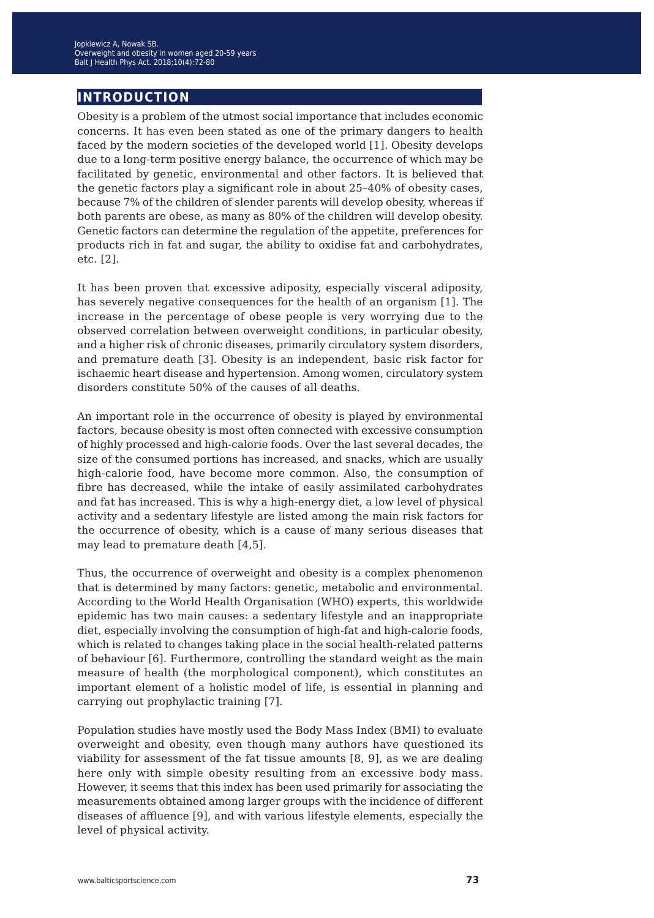## INTRODUCTION

Obesity is a problem of the utmost social importance that includes economic concerns. It has even been stated as one of the primary dangers to health faced by the modern societies of the developed world [1]. Obesity develops due to a long-term positive energy balance, the occurrence of which may be facilitated by genetic, environmental and other factors. It is believed that the genetic factors play a significant role in about 25–40% of obesity cases, because 7% of the children of slender parents will develop obesity, whereas if both parents are obese, as many as 80% of the children will develop obesity. Genetic factors can determine the regulation of the appetite, preferences for products rich in fat and sugar, the ability to oxidise fat and carbohydrates, etc. [2].

It has been proven that excessive adiposity, especially visceral adiposity, has severely negative consequences for the health of an organism [1]. The increase in the percentage of obese people is very worrying due to the observed correlation between overweight conditions, in particular obesity, and a higher risk of chronic diseases, primarily circulatory system disorders, and premature death [3]. Obesity is an independent, basic risk factor for ischaemic heart disease and hypertension. Among women, circulatory system disorders constitute 50% of the causes of all deaths.

An important role in the occurrence of obesity is played by environmental factors, because obesity is most often connected with excessive consumption of highly processed and high-calorie foods. Over the last several decades, the size of the consumed portions has increased, and snacks, which are usually high-calorie food, have become more common. Also, the consumption of fibre has decreased, while the intake of easily assimilated carbohydrates and fat has increased. This is why a high-energy diet, a low level of physical activity and a sedentary lifestyle are listed among the main risk factors for the occurrence of obesity, which is a cause of many serious diseases that may lead to premature death [4,5].

Thus, the occurrence of overweight and obesity is a complex phenomenon that is determined by many factors: genetic, metabolic and environmental. According to the World Health Organisation (WHO) experts, this worldwide epidemic has two main causes: a sedentary lifestyle and an inappropriate diet, especially involving the consumption of high-fat and high-calorie foods, which is related to changes taking place in the social health-related patterns of behaviour [6]. Furthermore, controlling the standard weight as the main measure of health (the morphological component), which constitutes an important element of a holistic model of life, is essential in planning and carrying out prophylactic training [7].

Population studies have mostly used the Body Mass Index (BMI) to evaluate overweight and obesity, even though many authors have questioned its viability for assessment of the fat tissue amounts [8, 9], as we are dealing here only with simple obesity resulting from an excessive body mass. However, it seems that this index has been used primarily for associating the measurements obtained among larger groups with the incidence of different diseases of affluence [9], and with various lifestyle elements, especially the level of physical activity.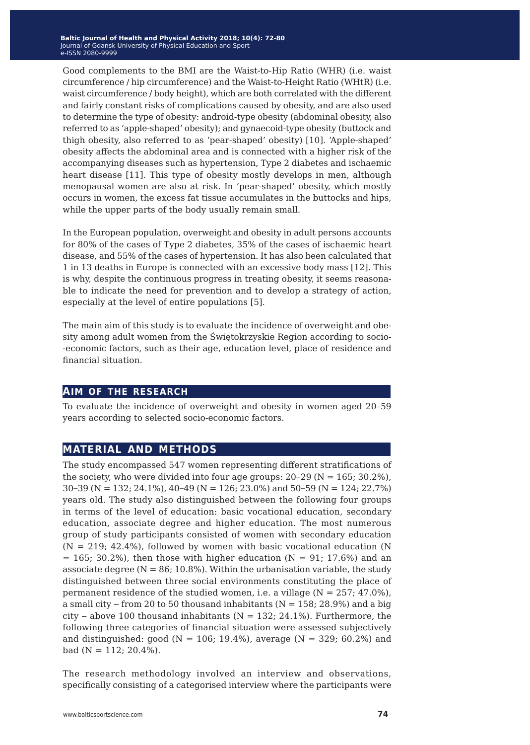Good complements to the BMI are the Waist-to-Hip Ratio (WHR) (i.e. waist circumference / hip circumference) and the Waist-to-Height Ratio (WHtR) (i.e. waist circumference / body height), which are both correlated with the different and fairly constant risks of complications caused by obesity, and are also used to determine the type of obesity: android-type obesity (abdominal obesity, also referred to as 'apple-shaped' obesity); and gynaecoid-type obesity (buttock and thigh obesity, also referred to as 'pear-shaped' obesity) [10]. 'Apple-shaped' obesity affects the abdominal area and is connected with a higher risk of the accompanying diseases such as hypertension, Type 2 diabetes and ischaemic heart disease [11]. This type of obesity mostly develops in men, although menopausal women are also at risk. In 'pear-shaped' obesity, which mostly occurs in women, the excess fat tissue accumulates in the buttocks and hips, while the upper parts of the body usually remain small.

In the European population, overweight and obesity in adult persons accounts for 80% of the cases of Type 2 diabetes, 35% of the cases of ischaemic heart disease, and 55% of the cases of hypertension. It has also been calculated that 1 in 13 deaths in Europe is connected with an excessive body mass [12]. This is why, despite the continuous progress in treating obesity, it seems reasonable to indicate the need for prevention and to develop a strategy of action, especially at the level of entire populations [5].

The main aim of this study is to evaluate the incidence of overweight and obesity among adult women from the Świętokrzyskie Region according to socio-economic factors, such as their age, education level, place of residence and financial situation.

## Aim of the research

To evaluate the incidence of overweight and obesity in women aged 20–59 years according to selected socio-economic factors.

## Material and methods

The study encompassed 547 women representing different stratifications of the society, who were divided into four age groups: 20–29 (N = 165; 30.2%), 30–39 (N = 132; 24.1%), 40–49 (N = 126; 23.0%) and 50–59 (N = 124; 22.7%) years old. The study also distinguished between the following four groups in terms of the level of education: basic vocational education, secondary education, associate degree and higher education. The most numerous group of study participants consisted of women with secondary education (N = 219; 42.4%), followed by women with basic vocational education (N = 165; 30.2%), then those with higher education (N = 91; 17.6%) and an associate degree (N = 86; 10.8%). Within the urbanisation variable, the study distinguished between three social environments constituting the place of permanent residence of the studied women, i.e. a village (N = 257; 47.0%), a small city – from 20 to 50 thousand inhabitants (N = 158; 28.9%) and a big city – above 100 thousand inhabitants (N = 132; 24.1%). Furthermore, the following three categories of financial situation were assessed subjectively and distinguished: good (N = 106; 19.4%), average (N = 329; 60.2%) and bad (N = 112; 20.4%).

The research methodology involved an interview and observations, specifically consisting of a categorised interview where the participants were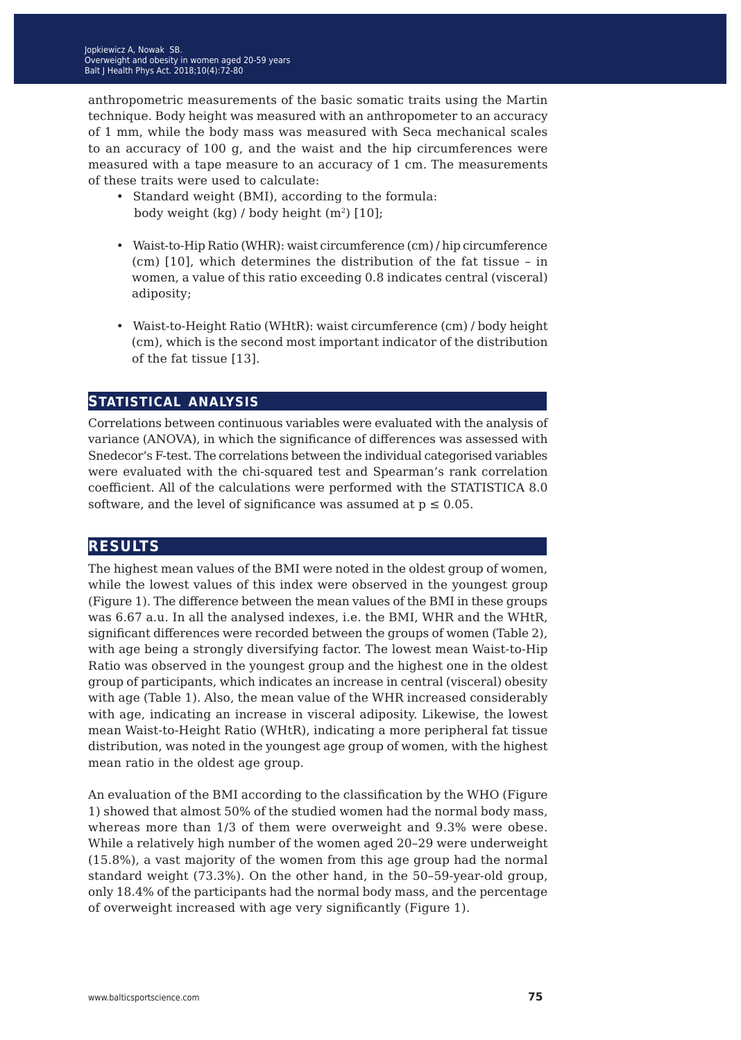anthropometric measurements of the basic somatic traits using the Martin technique. Body height was measured with an anthropometer to an accuracy of 1 mm, while the body mass was measured with Seca mechanical scales to an accuracy of 100 g, and the waist and the hip circumferences were measured with a tape measure to an accuracy of 1 cm. The measurements of these traits were used to calculate:

- Standard weight (BMI), according to the formula: body weight (kg) / body height ($m^2$) [10];
- Waist-to-Hip Ratio (WHR): waist circumference (cm) / hip circumference (cm) [10], which determines the distribution of the fat tissue – in women, a value of this ratio exceeding 0.8 indicates central (visceral) adiposity;
- Waist-to-Height Ratio (WHtR): waist circumference (cm) / body height (cm), which is the second most important indicator of the distribution of the fat tissue [13].

## STATISTICAL ANALYSIS

Correlations between continuous variables were evaluated with the analysis of variance (ANOVA), in which the significance of differences was assessed with Snedecor's F-test. The correlations between the individual categorised variables were evaluated with the chi-squared test and Spearman's rank correlation coefficient. All of the calculations were performed with the STATISTICA 8.0 software, and the level of significance was assumed at $p \leq 0.05$.

## RESULTS

The highest mean values of the BMI were noted in the oldest group of women, while the lowest values of this index were observed in the youngest group (Figure 1). The difference between the mean values of the BMI in these groups was 6.67 a.u. In all the analysed indexes, i.e. the BMI, WHR and the WHtR, significant differences were recorded between the groups of women (Table 2), with age being a strongly diversifying factor. The lowest mean Waist-to-Hip Ratio was observed in the youngest group and the highest one in the oldest group of participants, which indicates an increase in central (visceral) obesity with age (Table 1). Also, the mean value of the WHR increased considerably with age, indicating an increase in visceral adiposity. Likewise, the lowest mean Waist-to-Height Ratio (WHtR), indicating a more peripheral fat tissue distribution, was noted in the youngest age group of women, with the highest mean ratio in the oldest age group.

An evaluation of the BMI according to the classification by the WHO (Figure 1) showed that almost 50% of the studied women had the normal body mass, whereas more than 1/3 of them were overweight and 9.3% were obese. While a relatively high number of the women aged 20–29 were underweight (15.8%), a vast majority of the women from this age group had the normal standard weight (73.3%). On the other hand, in the 50–59-year-old group, only 18.4% of the participants had the normal body mass, and the percentage of overweight increased with age very significantly (Figure 1).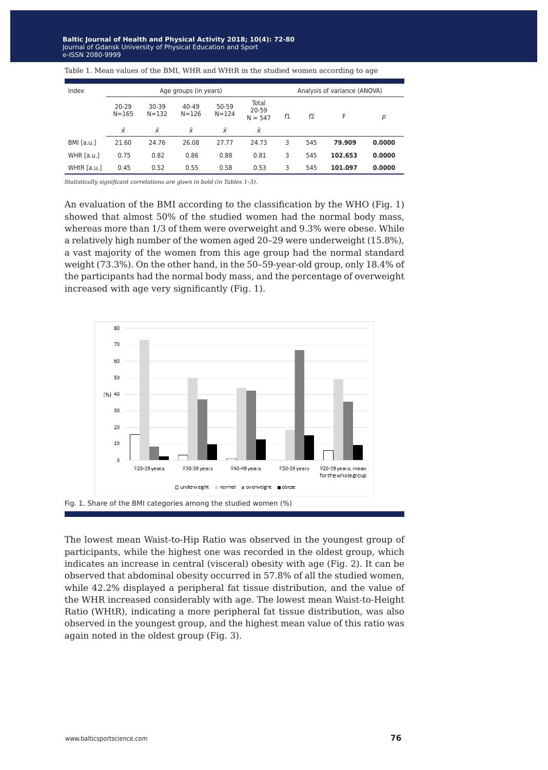Table 1. Mean values of the BMI, WHR and WHtR in the studied women according to age

| Index | Age groups (in years) | | | | | Analysis of variance (ANOVA) | | | |
|---|---|---|---|---|---|---|---|---|---|
| | 20-29 N=165 | 30-39 N=132 | 40-49 N=126 | 50-59 N=124 | Total 20-59 N = 547 | *f1* | *f2* | F | *p* |
| | $\bar{x}$ | $\bar{x}$ | $\bar{x}$ | $\bar{x}$ | $\bar{x}$ | | | | |
| BMI [a.u.] | 21.60 | 24.76 | 26.08 | 27.77 | 24.73 | 3 | 545 | **79.909** | **0.0000** |
| WHR [a.u.] | 0.75 | 0.82 | 0.86 | 0.88 | 0.81 | 3 | 545 | **102.653** | **0.0000** |
| WHtR [a.u.] | 0.45 | 0.52 | 0.55 | 0.58 | 0.53 | 3 | 545 | **101.097** | **0.0000** |

*Statistically significant correlations are given in bold (in Tables 1–3).*

An evaluation of the BMI according to the classification by the WHO (Fig. 1) showed that almost 50% of the studied women had the normal body mass, whereas more than 1/3 of them were overweight and 9.3% were obese. While a relatively high number of the women aged 20–29 were underweight (15.8%), a vast majority of the women from this age group had the normal standard weight (73.3%). On the other hand, in the 50–59-year-old group, only 18.4% of the participants had the normal body mass, and the percentage of overweight increased with age very significantly (Fig. 1).

Fig. 1. Share of the BMI categories among the studied women (%)

The lowest mean Waist-to-Hip Ratio was observed in the youngest group of participants, while the highest one was recorded in the oldest group, which indicates an increase in central (visceral) obesity with age (Fig. 2). It can be observed that abdominal obesity occurred in 57.8% of all the studied women, while 42.2% displayed a peripheral fat tissue distribution, and the value of the WHR increased considerably with age. The lowest mean Waist-to-Height Ratio (WHtR), indicating a more peripheral fat tissue distribution, was also observed in the youngest group, and the highest mean value of this ratio was again noted in the oldest group (Fig. 3).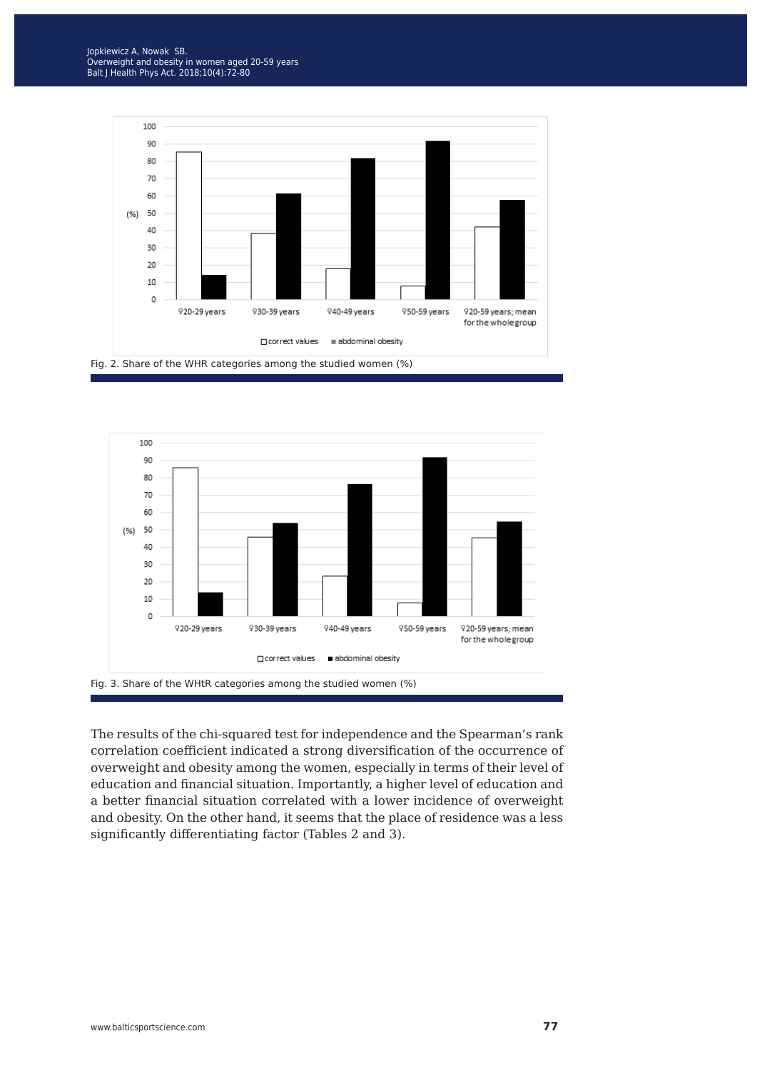Fig. 2. Share of the WHR categories among the studied women (%)

Fig. 3. Share of the WHtR categories among the studied women (%)

The results of the chi-squared test for independence and the Spearman's rank correlation coefficient indicated a strong diversification of the occurrence of overweight and obesity among the women, especially in terms of their level of education and financial situation. Importantly, a higher level of education and a better financial situation correlated with a lower incidence of overweight and obesity. On the other hand, it seems that the place of residence was a less significantly differentiating factor (Tables 2 and 3).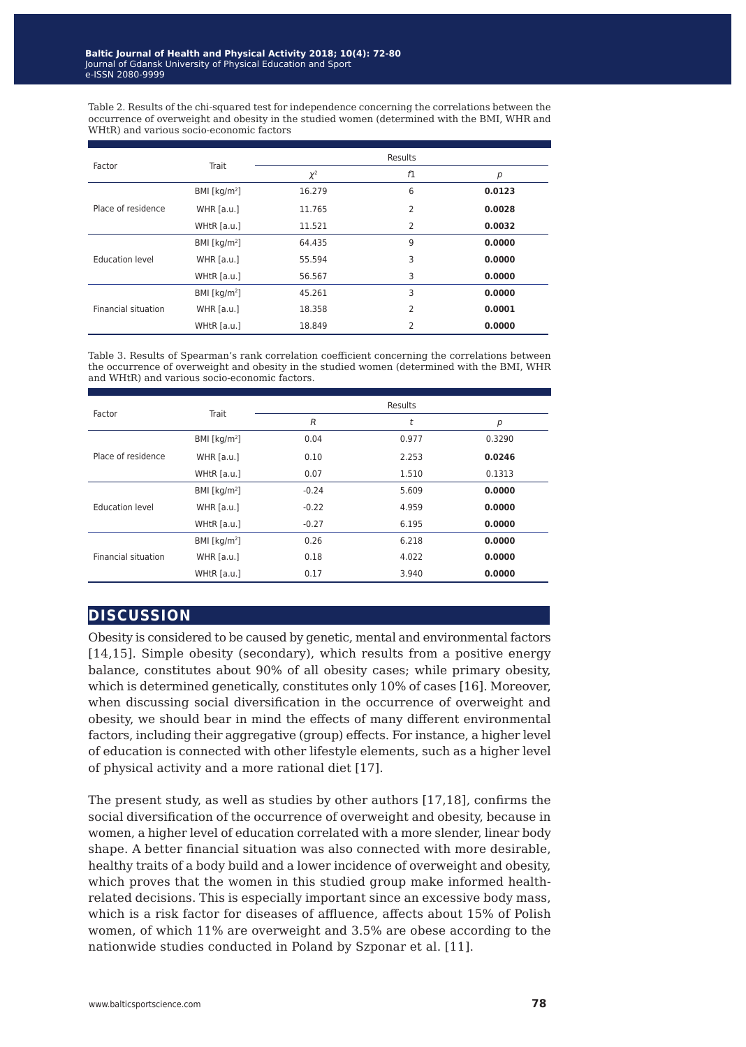Table 2. Results of the chi-squared test for independence concerning the correlations between the occurrence of overweight and obesity in the studied women (determined with the BMI, WHR and WHtR) and various socio-economic factors

| Factor | Trait | Results | | |
|---|---|---|---|---|
| | | $\chi^2$ | f1 | p |
| Place of residence | BMI [kg/m$^2$] | 16.279 | 6 | **0.0123** |
| | WHR [a.u.] | 11.765 | 2 | **0.0028** |
| | WHtR [a.u.] | 11.521 | 2 | **0.0032** |
| Education level | BMI [kg/m$^2$] | 64.435 | 9 | **0.0000** |
| | WHR [a.u.] | 55.594 | 3 | **0.0000** |
| | WHtR [a.u.] | 56.567 | 3 | **0.0000** |
| Financial situation | BMI [kg/m$^2$] | 45.261 | 3 | **0.0000** |
| | WHR [a.u.] | 18.358 | 2 | **0.0001** |
| | WHtR [a.u.] | 18.849 | 2 | **0.0000** |

Table 3. Results of Spearman's rank correlation coefficient concerning the correlations between the occurrence of overweight and obesity in the studied women (determined with the BMI, WHR and WHtR) and various socio-economic factors.

| Factor | Trait | Results | | |
|---|---|---|---|---|
| | | R | t | p |
| Place of residence | BMI [kg/m$^2$] | 0.04 | 0.977 | 0.3290 |
| | WHR [a.u.] | 0.10 | 2.253 | **0.0246** |
| | WHtR [a.u.] | 0.07 | 1.510 | 0.1313 |
| Education level | BMI [kg/m$^2$] | -0.24 | 5.609 | **0.0000** |
| | WHR [a.u.] | -0.22 | 4.959 | **0.0000** |
| | WHtR [a.u.] | -0.27 | 6.195 | **0.0000** |
| Financial situation | BMI [kg/m$^2$] | 0.26 | 6.218 | **0.0000** |
| | WHR [a.u.] | 0.18 | 4.022 | **0.0000** |
| | WHtR [a.u.] | 0.17 | 3.940 | **0.0000** |

## DISCUSSION

Obesity is considered to be caused by genetic, mental and environmental factors [14,15]. Simple obesity (secondary), which results from a positive energy balance, constitutes about 90% of all obesity cases; while primary obesity, which is determined genetically, constitutes only 10% of cases [16]. Moreover, when discussing social diversification in the occurrence of overweight and obesity, we should bear in mind the effects of many different environmental factors, including their aggregative (group) effects. For instance, a higher level of education is connected with other lifestyle elements, such as a higher level of physical activity and a more rational diet [17].

The present study, as well as studies by other authors [17,18], confirms the social diversification of the occurrence of overweight and obesity, because in women, a higher level of education correlated with a more slender, linear body shape. A better financial situation was also connected with more desirable, healthy traits of a body build and a lower incidence of overweight and obesity, which proves that the women in this studied group make informed health-related decisions. This is especially important since an excessive body mass, which is a risk factor for diseases of affluence, affects about 15% of Polish women, of which 11% are overweight and 3.5% are obese according to the nationwide studies conducted in Poland by Szponar et al. [11].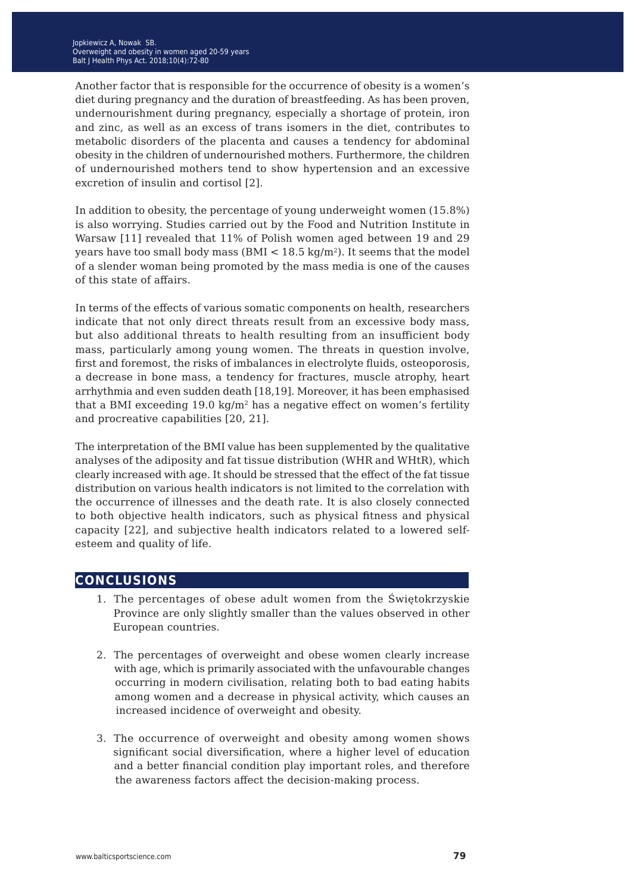Another factor that is responsible for the occurrence of obesity is a women's diet during pregnancy and the duration of breastfeeding. As has been proven, undernourishment during pregnancy, especially a shortage of protein, iron and zinc, as well as an excess of trans isomers in the diet, contributes to metabolic disorders of the placenta and causes a tendency for abdominal obesity in the children of undernourished mothers. Furthermore, the children of undernourished mothers tend to show hypertension and an excessive excretion of insulin and cortisol [2].

In addition to obesity, the percentage of young underweight women (15.8%) is also worrying. Studies carried out by the Food and Nutrition Institute in Warsaw [11] revealed that 11% of Polish women aged between 19 and 29 years have too small body mass (BMI < 18.5 kg/m$^2$). It seems that the model of a slender woman being promoted by the mass media is one of the causes of this state of affairs.

In terms of the effects of various somatic components on health, researchers indicate that not only direct threats result from an excessive body mass, but also additional threats to health resulting from an insufficient body mass, particularly among young women. The threats in question involve, first and foremost, the risks of imbalances in electrolyte fluids, osteoporosis, a decrease in bone mass, a tendency for fractures, muscle atrophy, heart arrhythmia and even sudden death [18,19]. Moreover, it has been emphasised that a BMI exceeding 19.0 kg/m$^2$ has a negative effect on women's fertility and procreative capabilities [20, 21].

The interpretation of the BMI value has been supplemented by the qualitative analyses of the adiposity and fat tissue distribution (WHR and WHtR), which clearly increased with age. It should be stressed that the effect of the fat tissue distribution on various health indicators is not limited to the correlation with the occurrence of illnesses and the death rate. It is also closely connected to both objective health indicators, such as physical fitness and physical capacity [22], and subjective health indicators related to a lowered self-esteem and quality of life.

## CONCLUSIONS

1. The percentages of obese adult women from the Świętokrzyskie Province are only slightly smaller than the values observed in other European countries.

2. The percentages of overweight and obese women clearly increase with age, which is primarily associated with the unfavourable changes occurring in modern civilisation, relating both to bad eating habits among women and a decrease in physical activity, which causes an increased incidence of overweight and obesity.

3. The occurrence of overweight and obesity among women shows significant social diversification, where a higher level of education and a better financial condition play important roles, and therefore the awareness factors affect the decision-making process.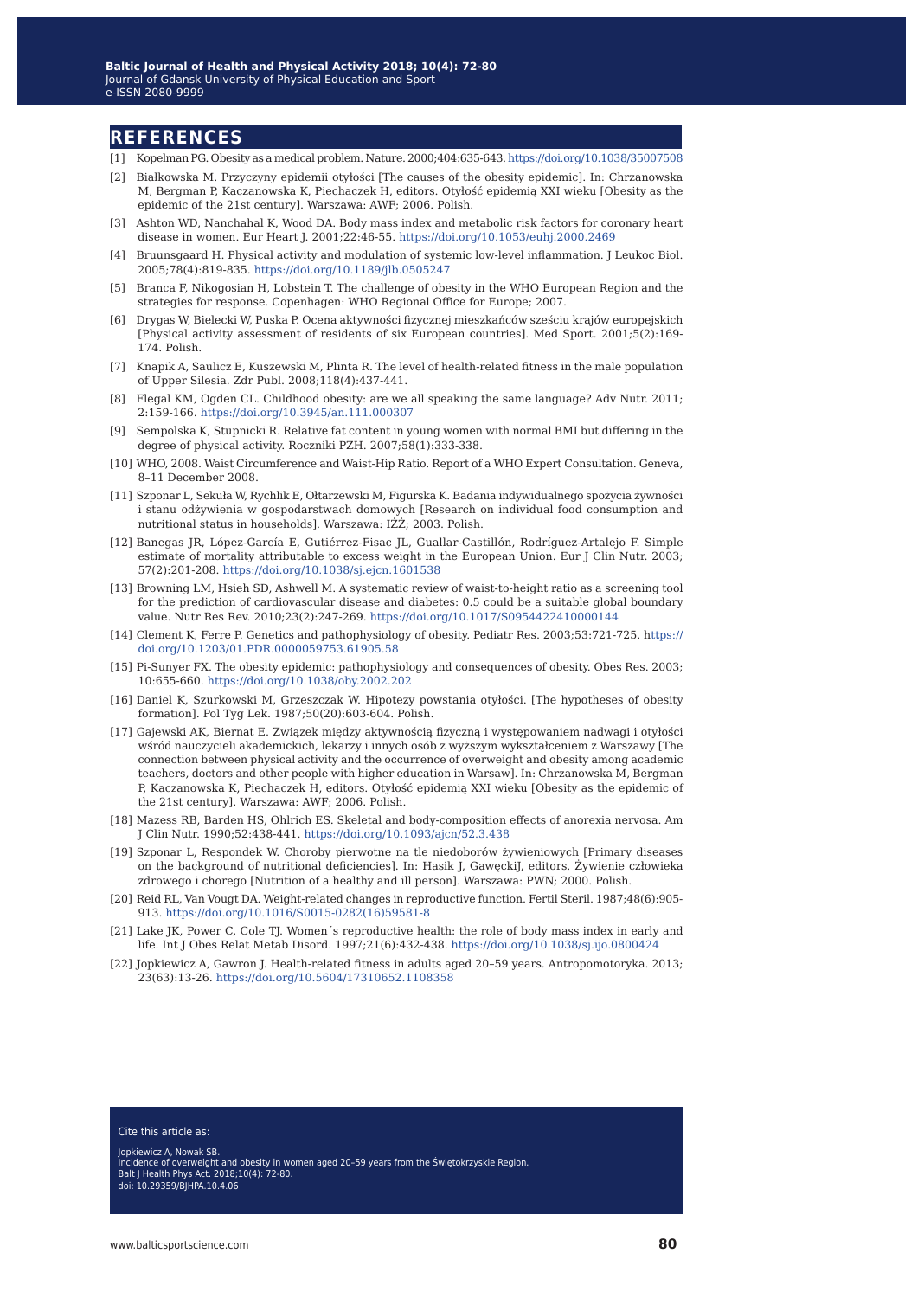## REFERENCES

[1] Kopelman PG. Obesity as a medical problem. Nature. 2000;404:635-643. https://doi.org/10.1038/35007508

[2] Białkowska M. Przyczyny epidemii otyłości [The causes of the obesity epidemic]. In: Chrzanowska M, Bergman P, Kaczanowska K, Piechaczek H, editors. Otyłość epidemią XXI wieku [Obesity as the epidemic of the 21st century]. Warszawa: AWF; 2006. Polish.

[3] Ashton WD, Nanchahal K, Wood DA. Body mass index and metabolic risk factors for coronary heart disease in women. Eur Heart J. 2001;22:46-55. https://doi.org/10.1053/euhj.2000.2469

[4] Bruunsgaard H. Physical activity and modulation of systemic low-level inflammation. J Leukoc Biol. 2005;78(4):819-835. https://doi.org/10.1189/jlb.0505247

[5] Branca F, Nikogosian H, Lobstein T. The challenge of obesity in the WHO European Region and the strategies for response. Copenhagen: WHO Regional Office for Europe; 2007.

[6] Drygas W, Bielecki W, Puska P. Ocena aktywności fizycznej mieszkańców sześciu krajów europejskich [Physical activity assessment of residents of six European countries]. Med Sport. 2001;5(2):169-174. Polish.

[7] Knapik A, Saulicz E, Kuszewski M, Plinta R. The level of health-related fitness in the male population of Upper Silesia. Zdr Publ. 2008;118(4):437-441.

[8] Flegal KM, Ogden CL. Childhood obesity: are we all speaking the same language? Adv Nutr. 2011; 2:159-166. https://doi.org/10.3945/an.111.000307

[9] Sempolska K, Stupnicki R. Relative fat content in young women with normal BMI but differing in the degree of physical activity. Roczniki PZH. 2007;58(1):333-338.

[10] WHO, 2008. Waist Circumference and Waist-Hip Ratio. Report of a WHO Expert Consultation. Geneva, 8–11 December 2008.

[11] Szponar L, Sekuła W, Rychlik E, Ołtarzewski M, Figurska K. Badania indywidualnego spożycia żywności i stanu odżywienia w gospodarstwach domowych [Research on individual food consumption and nutritional status in households]. Warszawa: IŻŻ; 2003. Polish.

[12] Banegas JR, López-García E, Gutiérrez-Fisac JL, Guallar-Castillón, Rodríguez-Artalejo F. Simple estimate of mortality attributable to excess weight in the European Union. Eur J Clin Nutr. 2003; 57(2):201-208. https://doi.org/10.1038/sj.ejcn.1601538

[13] Browning LM, Hsieh SD, Ashwell M. A systematic review of waist-to-height ratio as a screening tool for the prediction of cardiovascular disease and diabetes: 0.5 could be a suitable global boundary value. Nutr Res Rev. 2010;23(2):247-269. https://doi.org/10.1017/S0954422410000144

[14] Clement K, Ferre P. Genetics and pathophysiology of obesity. Pediatr Res. 2003;53:721-725. https://doi.org/10.1203/01.PDR.0000059753.61905.58

[15] Pi-Sunyer FX. The obesity epidemic: pathophysiology and consequences of obesity. Obes Res. 2003; 10:655-660. https://doi.org/10.1038/oby.2002.202

[16] Daniel K, Szurkowski M, Grzeszczak W. Hipotezy powstania otyłości. [The hypotheses of obesity formation]. Pol Tyg Lek. 1987;50(20):603-604. Polish.

[17] Gajewski AK, Biernat E. Związek między aktywnością fizyczną i występowaniem nadwagi i otyłości wśród nauczycieli akademickich, lekarzy i innych osób z wyższym wykształceniem z Warszawy [The connection between physical activity and the occurrence of overweight and obesity among academic teachers, doctors and other people with higher education in Warsaw]. In: Chrzanowska M, Bergman P, Kaczanowska K, Piechaczek H, editors. Otyłość epidemią XXI wieku [Obesity as the epidemic of the 21st century]. Warszawa: AWF; 2006. Polish.

[18] Mazess RB, Barden HS, Ohlrich ES. Skeletal and body-composition effects of anorexia nervosa. Am J Clin Nutr. 1990;52:438-441. https://doi.org/10.1093/ajcn/52.3.438

[19] Szponar L, Respondek W. Choroby pierwotne na tle niedoborów żywieniowych [Primary diseases on the background of nutritional deficiencies]. In: Hasik J, GawęckiJ, editors. Żywienie człowieka zdrowego i chorego [Nutrition of a healthy and ill person]. Warszawa: PWN; 2000. Polish.

[20] Reid RL, Van Vougt DA. Weight-related changes in reproductive function. Fertil Steril. 1987;48(6):905-913. https://doi.org/10.1016/S0015-0282(16)59581-8

[21] Lake JK, Power C, Cole TJ. Women´s reproductive health: the role of body mass index in early and life. Int J Obes Relat Metab Disord. 1997;21(6):432-438. https://doi.org/10.1038/sj.ijo.0800424

[22] Jopkiewicz A, Gawron J. Health-related fitness in adults aged 20–59 years. Antropomotoryka. 2013; 23(63):13-26. https://doi.org/10.5604/17310652.1108358

Cite this article as:

Jopkiewicz A, Nowak SB.
Incidence of overweight and obesity in women aged 20–59 years from the Świętokrzyskie Region.
Balt J Health Phys Act. 2018;10(4): 72-80.
doi: 10.29359/BJHPA.10.4.06